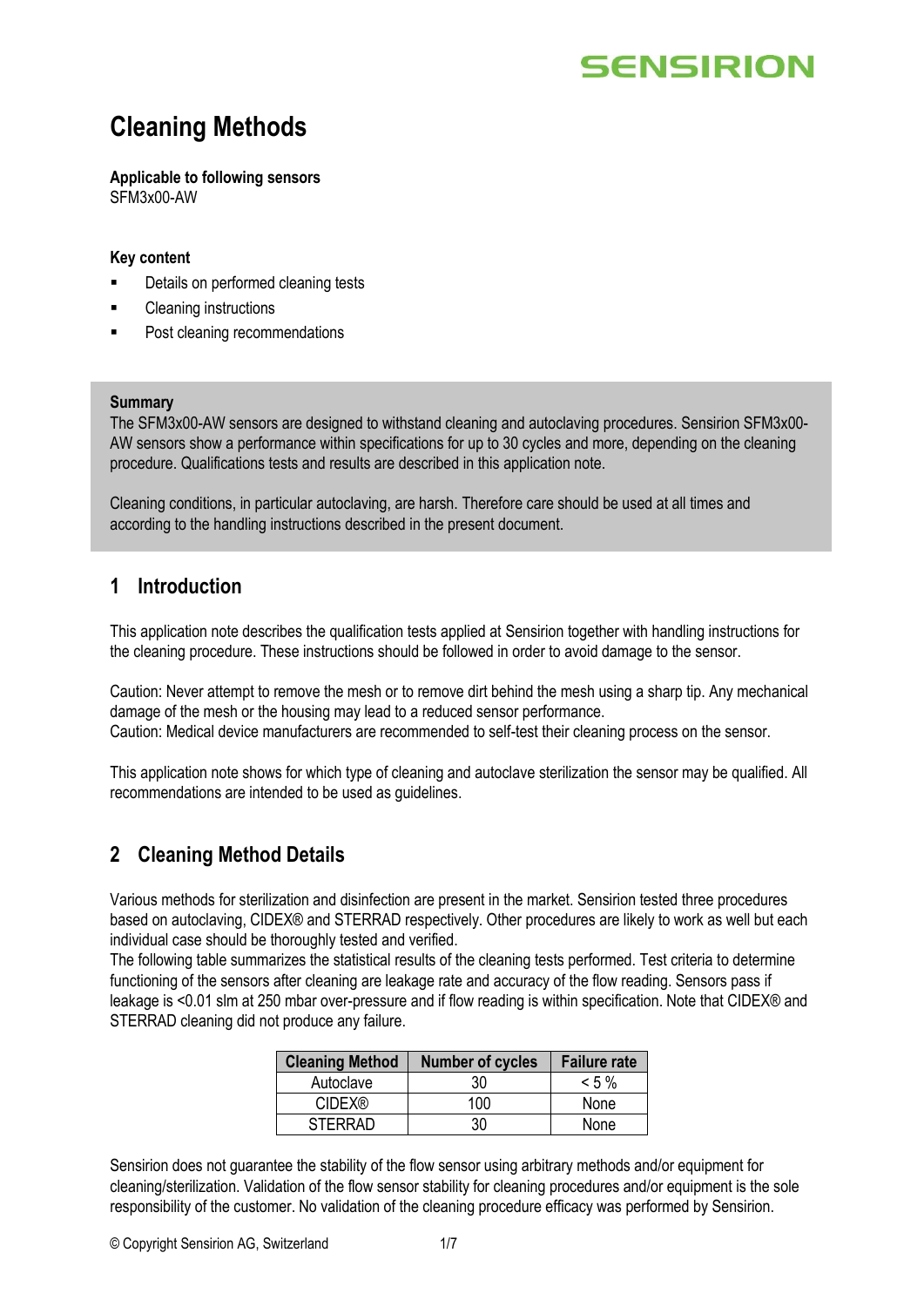# Cleaning Methods

**Applicable to following sensors**
SFM3x00-AW

**Key content**

- Details on performed cleaning tests
- Cleaning instructions
- Post cleaning recommendations

**Summary**
The SFM3x00-AW sensors are designed to withstand cleaning and autoclaving procedures. Sensirion SFM3x00-AW sensors show a performance within specifications for up to 30 cycles and more, depending on the cleaning procedure. Qualifications tests and results are described in this application note.

Cleaning conditions, in particular autoclaving, are harsh. Therefore care should be used at all times and according to the handling instructions described in the present document.

## 1 Introduction

This application note describes the qualification tests applied at Sensirion together with handling instructions for the cleaning procedure. These instructions should be followed in order to avoid damage to the sensor.

Caution: Never attempt to remove the mesh or to remove dirt behind the mesh using a sharp tip. Any mechanical damage of the mesh or the housing may lead to a reduced sensor performance.
Caution: Medical device manufacturers are recommended to self-test their cleaning process on the sensor.

This application note shows for which type of cleaning and autoclave sterilization the sensor may be qualified. All recommendations are intended to be used as guidelines.

## 2 Cleaning Method Details

Various methods for sterilization and disinfection are present in the market. Sensirion tested three procedures based on autoclaving, CIDEX® and STERRAD respectively. Other procedures are likely to work as well but each individual case should be thoroughly tested and verified.
The following table summarizes the statistical results of the cleaning tests performed. Test criteria to determine functioning of the sensors after cleaning are leakage rate and accuracy of the flow reading. Sensors pass if leakage is <0.01 slm at 250 mbar over-pressure and if flow reading is within specification. Note that CIDEX® and STERRAD cleaning did not produce any failure.

| Cleaning Method | Number of cycles | Failure rate |
|---|---|---|
| Autoclave | 30 | < 5 % |
| CIDEX® | 100 | None |
| STERRAD | 30 | None |

Sensirion does not guarantee the stability of the flow sensor using arbitrary methods and/or equipment for cleaning/sterilization. Validation of the flow sensor stability for cleaning procedures and/or equipment is the sole responsibility of the customer. No validation of the cleaning procedure efficacy was performed by Sensirion.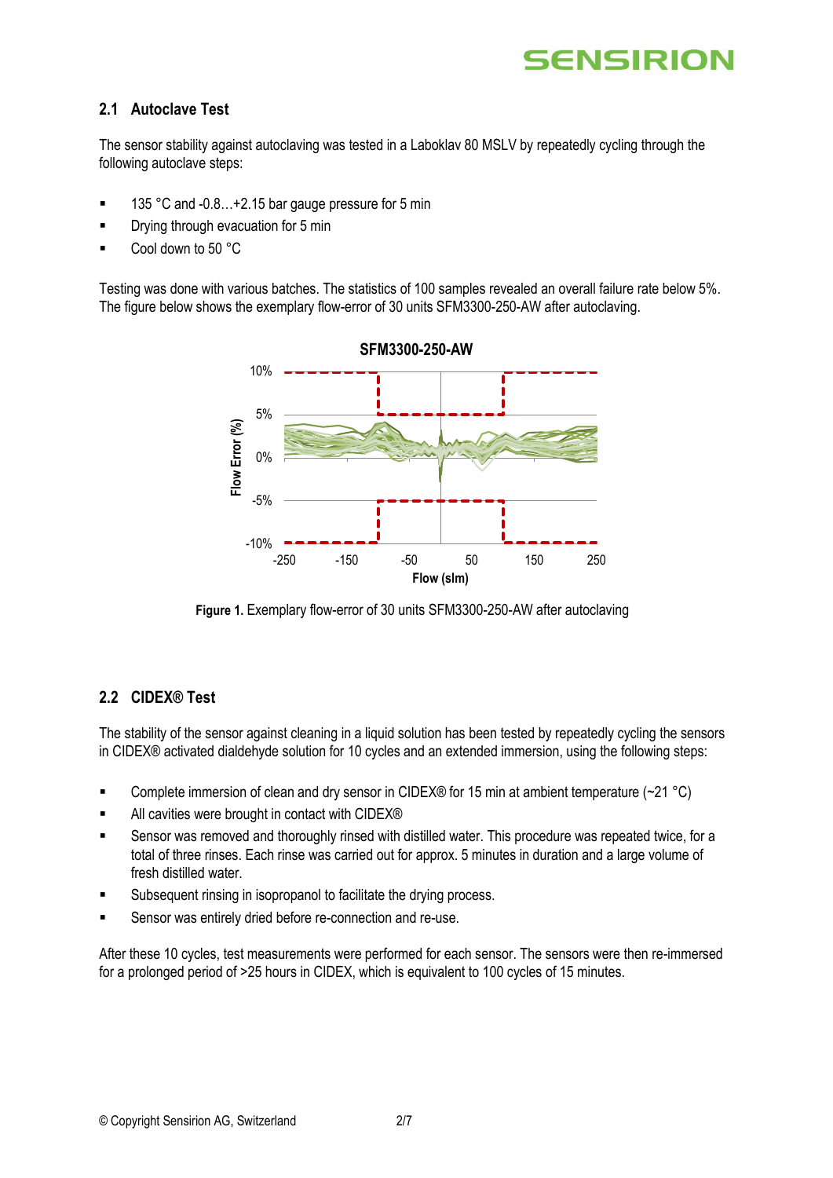## 2.1 Autoclave Test

The sensor stability against autoclaving was tested in a Laboklav 80 MSLV by repeatedly cycling through the following autoclave steps:

- 135 °C and -0.8…+2.15 bar gauge pressure for 5 min
- Drying through evacuation for 5 min
- Cool down to 50 °C

Testing was done with various batches. The statistics of 100 samples revealed an overall failure rate below 5%. The figure below shows the exemplary flow-error of 30 units SFM3300-250-AW after autoclaving.

**Figure 1.** Exemplary flow-error of 30 units SFM3300-250-AW after autoclaving

## 2.2 CIDEX® Test

The stability of the sensor against cleaning in a liquid solution has been tested by repeatedly cycling the sensors in CIDEX® activated dialdehyde solution for 10 cycles and an extended immersion, using the following steps:

- Complete immersion of clean and dry sensor in CIDEX® for 15 min at ambient temperature (~21 °C)
- All cavities were brought in contact with CIDEX®
- Sensor was removed and thoroughly rinsed with distilled water. This procedure was repeated twice, for a total of three rinses. Each rinse was carried out for approx. 5 minutes in duration and a large volume of fresh distilled water.
- Subsequent rinsing in isopropanol to facilitate the drying process.
- Sensor was entirely dried before re-connection and re-use.

After these 10 cycles, test measurements were performed for each sensor. The sensors were then re-immersed for a prolonged period of >25 hours in CIDEX, which is equivalent to 100 cycles of 15 minutes.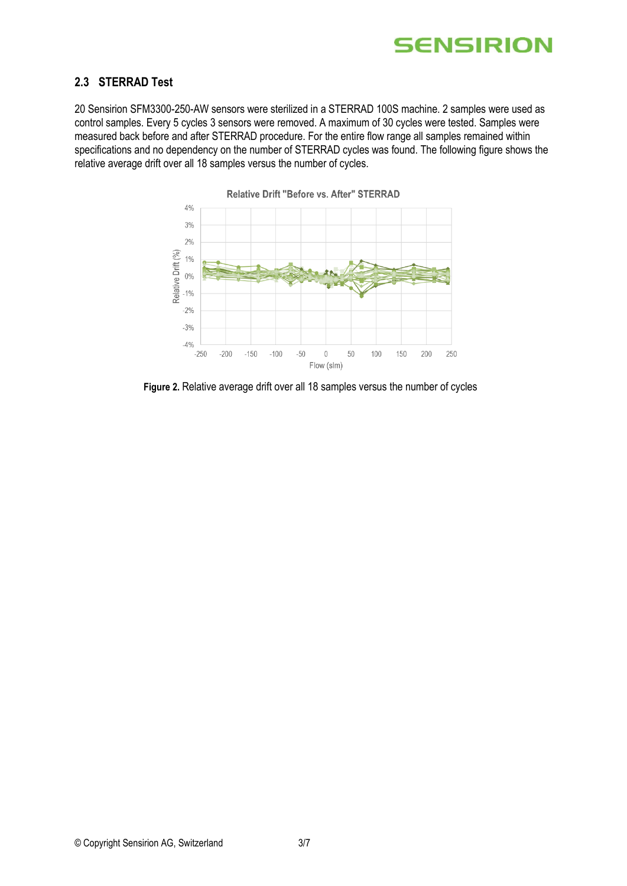## 2.3 STERRAD Test

20 Sensirion SFM3300-250-AW sensors were sterilized in a STERRAD 100S machine. 2 samples were used as control samples. Every 5 cycles 3 sensors were removed. A maximum of 30 cycles were tested. Samples were measured back before and after STERRAD procedure. For the entire flow range all samples remained within specifications and no dependency on the number of STERRAD cycles was found. The following figure shows the relative average drift over all 18 samples versus the number of cycles.

**Figure 2.** Relative average drift over all 18 samples versus the number of cycles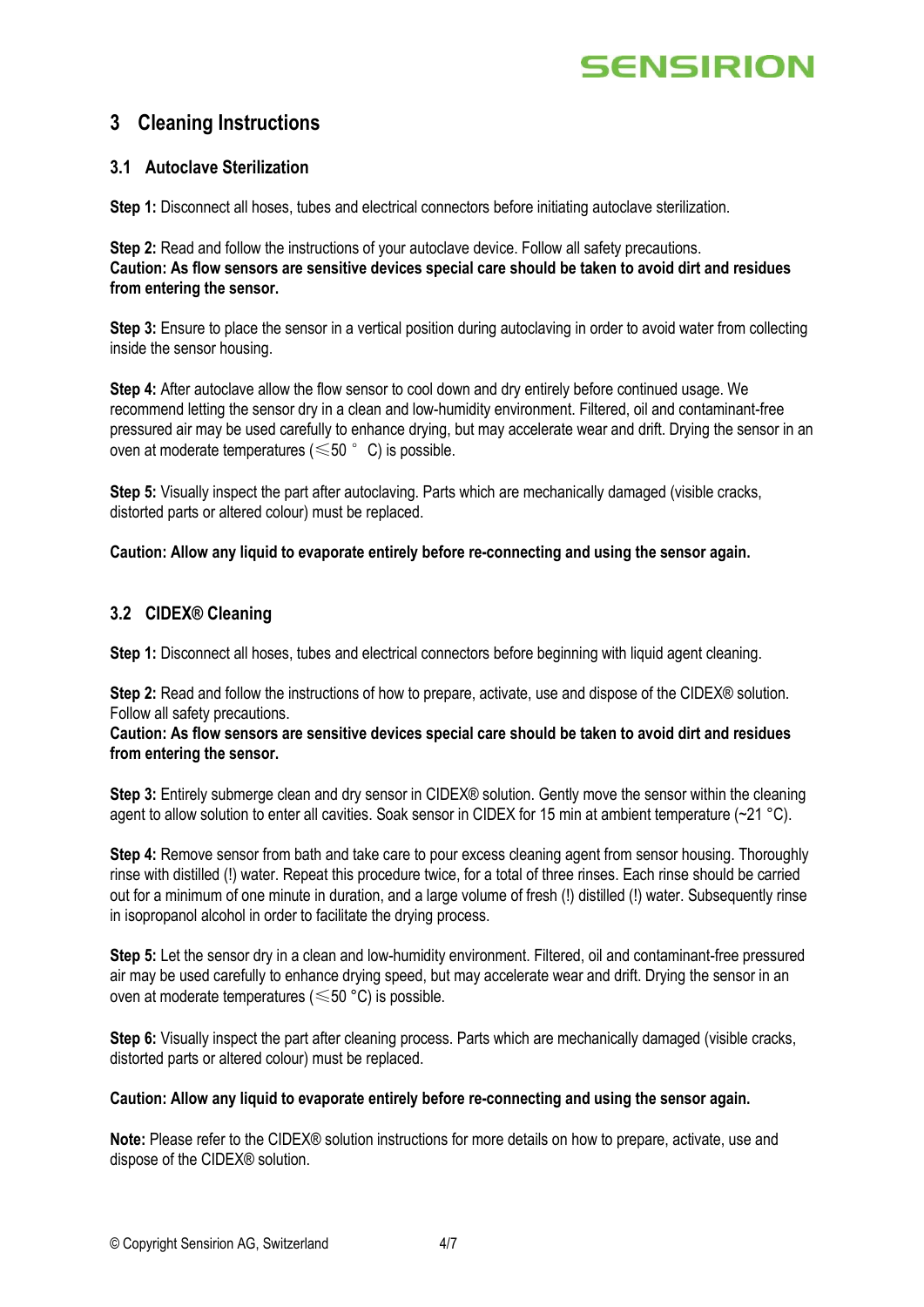# 3 Cleaning Instructions

## 3.1 Autoclave Sterilization

**Step 1:** Disconnect all hoses, tubes and electrical connectors before initiating autoclave sterilization.

**Step 2:** Read and follow the instructions of your autoclave device. Follow all safety precautions.
**Caution: As flow sensors are sensitive devices special care should be taken to avoid dirt and residues from entering the sensor.**

**Step 3:** Ensure to place the sensor in a vertical position during autoclaving in order to avoid water from collecting inside the sensor housing.

**Step 4:** After autoclave allow the flow sensor to cool down and dry entirely before continued usage. We recommend letting the sensor dry in a clean and low-humidity environment. Filtered, oil and contaminant-free pressured air may be used carefully to enhance drying, but may accelerate wear and drift. Drying the sensor in an oven at moderate temperatures (≤50 ° C) is possible.

**Step 5:** Visually inspect the part after autoclaving. Parts which are mechanically damaged (visible cracks, distorted parts or altered colour) must be replaced.

**Caution: Allow any liquid to evaporate entirely before re-connecting and using the sensor again.**

## 3.2 CIDEX® Cleaning

**Step 1:** Disconnect all hoses, tubes and electrical connectors before beginning with liquid agent cleaning.

**Step 2:** Read and follow the instructions of how to prepare, activate, use and dispose of the CIDEX® solution. Follow all safety precautions.
**Caution: As flow sensors are sensitive devices special care should be taken to avoid dirt and residues from entering the sensor.**

**Step 3:** Entirely submerge clean and dry sensor in CIDEX® solution. Gently move the sensor within the cleaning agent to allow solution to enter all cavities. Soak sensor in CIDEX for 15 min at ambient temperature (~21 °C).

**Step 4:** Remove sensor from bath and take care to pour excess cleaning agent from sensor housing. Thoroughly rinse with distilled (!) water. Repeat this procedure twice, for a total of three rinses. Each rinse should be carried out for a minimum of one minute in duration, and a large volume of fresh (!) distilled (!) water. Subsequently rinse in isopropanol alcohol in order to facilitate the drying process.

**Step 5:** Let the sensor dry in a clean and low-humidity environment. Filtered, oil and contaminant-free pressured air may be used carefully to enhance drying speed, but may accelerate wear and drift. Drying the sensor in an oven at moderate temperatures (≤50 °C) is possible.

**Step 6:** Visually inspect the part after cleaning process. Parts which are mechanically damaged (visible cracks, distorted parts or altered colour) must be replaced.

**Caution: Allow any liquid to evaporate entirely before re-connecting and using the sensor again.**

**Note:** Please refer to the CIDEX® solution instructions for more details on how to prepare, activate, use and dispose of the CIDEX® solution.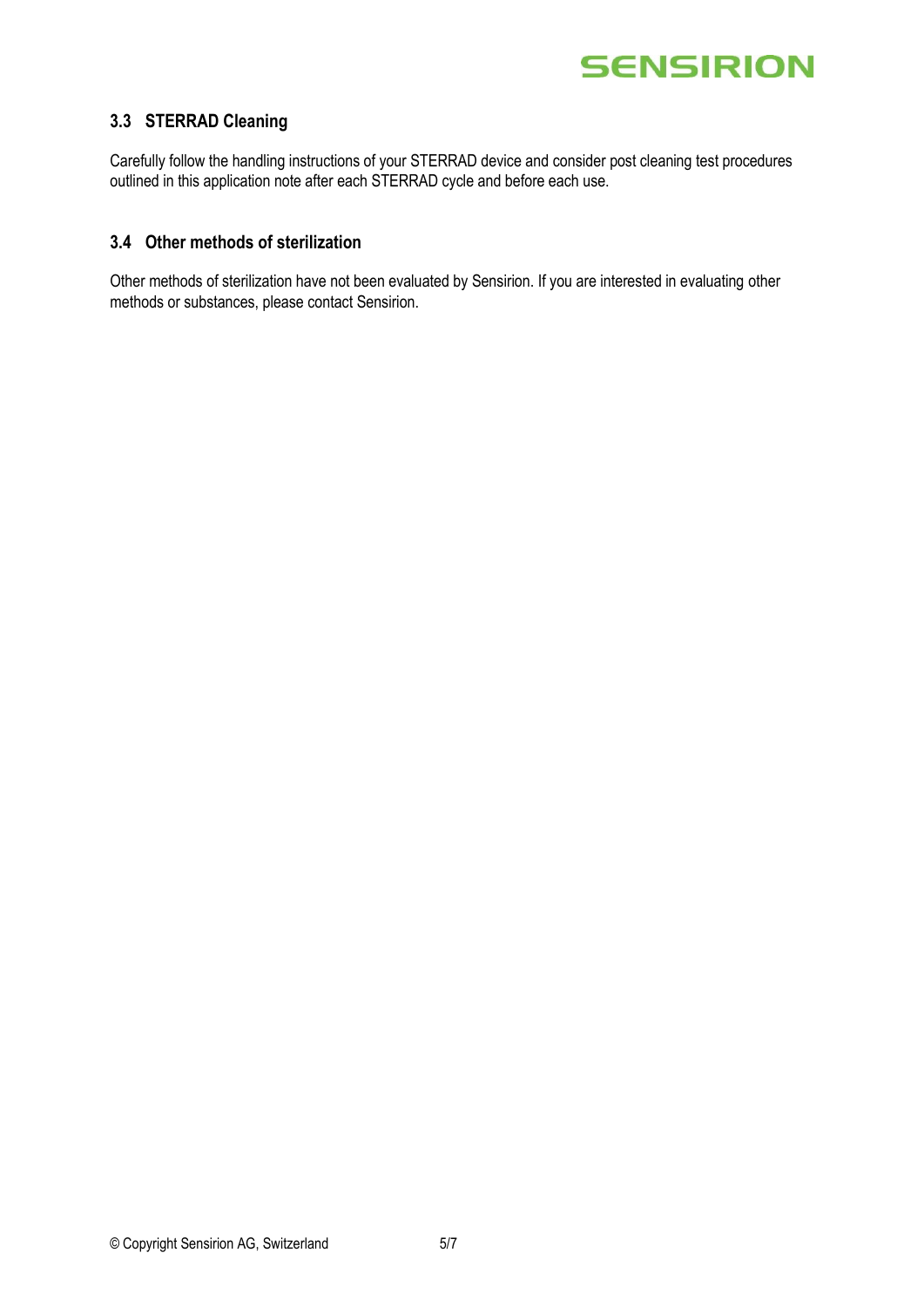### 3.3 STERRAD Cleaning

Carefully follow the handling instructions of your STERRAD device and consider post cleaning test procedures outlined in this application note after each STERRAD cycle and before each use.

### 3.4 Other methods of sterilization

Other methods of sterilization have not been evaluated by Sensirion. If you are interested in evaluating other methods or substances, please contact Sensirion.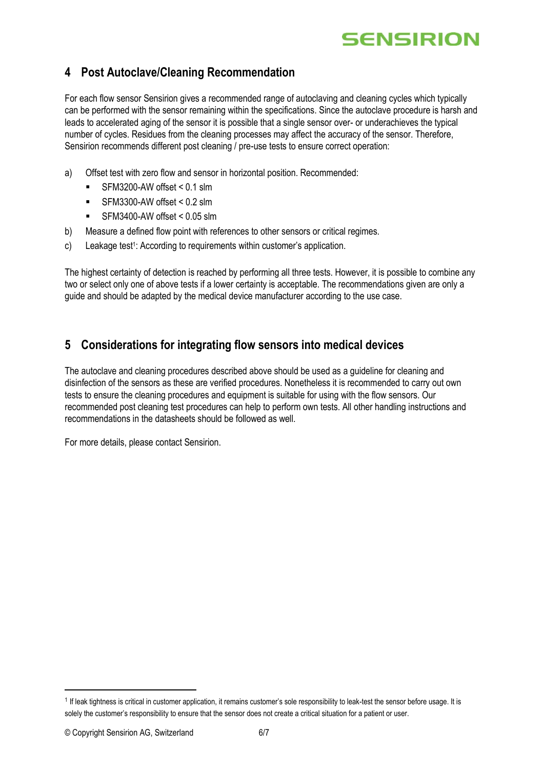## 4 Post Autoclave/Cleaning Recommendation

For each flow sensor Sensirion gives a recommended range of autoclaving and cleaning cycles which typically can be performed with the sensor remaining within the specifications. Since the autoclave procedure is harsh and leads to accelerated aging of the sensor it is possible that a single sensor over- or underachieves the typical number of cycles. Residues from the cleaning processes may affect the accuracy of the sensor. Therefore, Sensirion recommends different post cleaning / pre-use tests to ensure correct operation:

a) Offset test with zero flow and sensor in horizontal position. Recommended:
   - SFM3200-AW offset < 0.1 slm
   - SFM3300-AW offset < 0.2 slm
   - SFM3400-AW offset < 0.05 slm

b) Measure a defined flow point with references to other sensors or critical regimes.

c) Leakage test[1]: According to requirements within customer's application.

The highest certainty of detection is reached by performing all three tests. However, it is possible to combine any two or select only one of above tests if a lower certainty is acceptable. The recommendations given are only a guide and should be adapted by the medical device manufacturer according to the use case.

## 5 Considerations for integrating flow sensors into medical devices

The autoclave and cleaning procedures described above should be used as a guideline for cleaning and disinfection of the sensors as these are verified procedures. Nonetheless it is recommended to carry out own tests to ensure the cleaning procedures and equipment is suitable for using with the flow sensors. Our recommended post cleaning test procedures can help to perform own tests. All other handling instructions and recommendations in the datasheets should be followed as well.

For more details, please contact Sensirion.

---

[1] If leak tightness is critical in customer application, it remains customer's sole responsibility to leak-test the sensor before usage. It is solely the customer's responsibility to ensure that the sensor does not create a critical situation for a patient or user.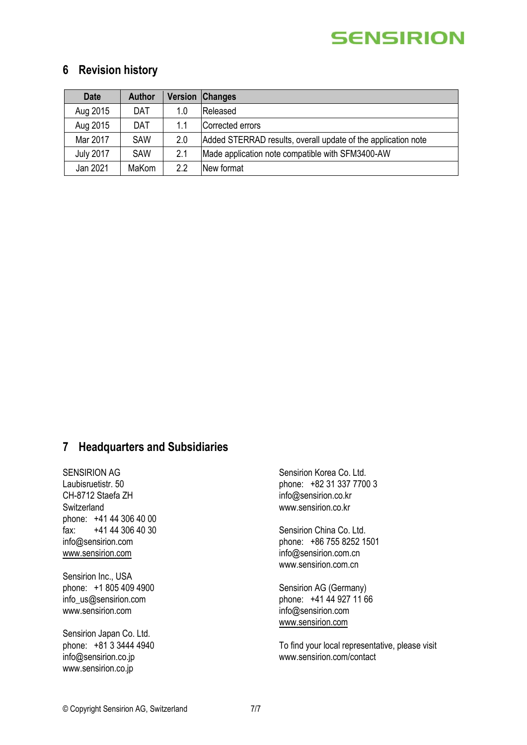## 6 Revision history

| Date | Author | Version | Changes |
|---|---|---|---|
| Aug 2015 | DAT | 1.0 | Released |
| Aug 2015 | DAT | 1.1 | Corrected errors |
| Mar 2017 | SAW | 2.0 | Added STERRAD results, overall update of the application note |
| July 2017 | SAW | 2.1 | Made application note compatible with SFM3400-AW |
| Jan 2021 | MaKom | 2.2 | New format |

## 7 Headquarters and Subsidiaries

SENSIRION AG
Laubisruetistr. 50
CH-8712 Staefa ZH
Switzerland
phone: +41 44 306 40 00
fax: +41 44 306 40 30
info@sensirion.com
www.sensirion.com

Sensirion Inc., USA
phone: +1 805 409 4900
info_us@sensirion.com
www.sensirion.com

Sensirion Japan Co. Ltd.
phone: +81 3 3444 4940
info@sensirion.co.jp
www.sensirion.co.jp

Sensirion Korea Co. Ltd.
phone: +82 31 337 7700 3
info@sensirion.co.kr
www.sensirion.co.kr

Sensirion China Co. Ltd.
phone: +86 755 8252 1501
info@sensirion.com.cn
www.sensirion.com.cn

Sensirion AG (Germany)
phone: +41 44 927 11 66
info@sensirion.com
www.sensirion.com

To find your local representative, please visit www.sensirion.com/contact

© Copyright Sensirion AG, Switzerland